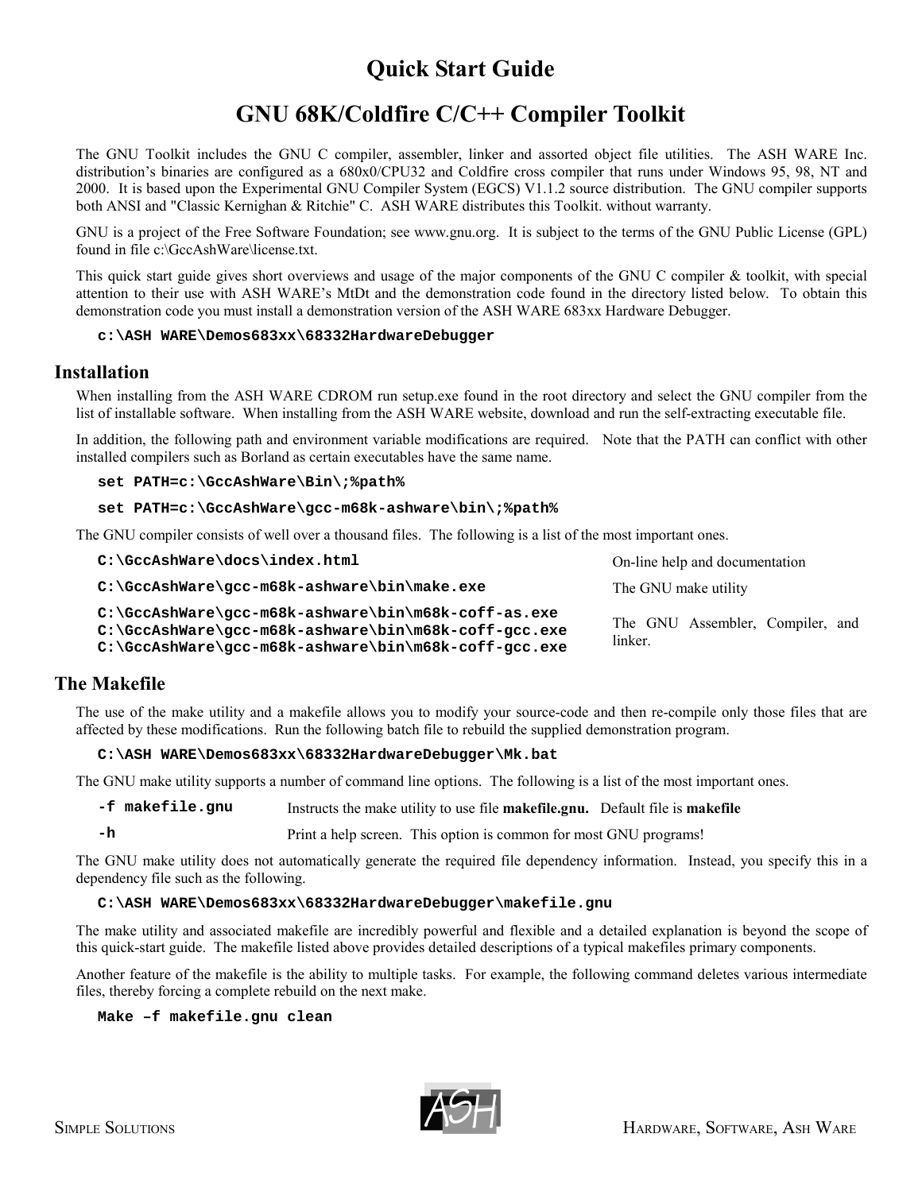# Quick Start Guide

# GNU 68K/Coldfire C/C++ Compiler Toolkit

The GNU Toolkit includes the GNU C compiler, assembler, linker and assorted object file utilities. The ASH WARE Inc. distribution's binaries are configured as a 680x0/CPU32 and Coldfire cross compiler that runs under Windows 95, 98, NT and 2000. It is based upon the Experimental GNU Compiler System (EGCS) V1.1.2 source distribution. The GNU compiler supports both ANSI and "Classic Kernighan & Ritchie" C. ASH WARE distributes this Toolkit. without warranty.

GNU is a project of the Free Software Foundation; see www.gnu.org. It is subject to the terms of the GNU Public License (GPL) found in file c:\GccAshWare\license.txt.

This quick start guide gives short overviews and usage of the major components of the GNU C compiler & toolkit, with special attention to their use with ASH WARE's MtDt and the demonstration code found in the directory listed below. To obtain this demonstration code you must install a demonstration version of the ASH WARE 683xx Hardware Debugger.

```
c:\ASH WARE\Demos683xx\68332HardwareDebugger
```

## Installation

When installing from the ASH WARE CDROM run setup.exe found in the root directory and select the GNU compiler from the list of installable software. When installing from the ASH WARE website, download and run the self-extracting executable file.

In addition, the following path and environment variable modifications are required. Note that the PATH can conflict with other installed compilers such as Borland as certain executables have the same name.

```
set PATH=c:\GccAshWare\Bin\;%path%
set PATH=c:\GccAshWare\gcc-m68k-ashware\bin\;%path%
```

The GNU compiler consists of well over a thousand files. The following is a list of the most important ones.

| File | Description |
|---|---|
| `C:\GccAshWare\docs\index.html` | On-line help and documentation |
| `C:\GccAshWare\gcc-m68k-ashware\bin\make.exe` | The GNU make utility |
| `C:\GccAshWare\gcc-m68k-ashware\bin\m68k-coff-as.exe`<br>`C:\GccAshWare\gcc-m68k-ashware\bin\m68k-coff-gcc.exe`<br>`C:\GccAshWare\gcc-m68k-ashware\bin\m68k-coff-gcc.exe` | The GNU Assembler, Compiler, and linker. |

## The Makefile

The use of the make utility and a makefile allows you to modify your source-code and then re-compile only those files that are affected by these modifications. Run the following batch file to rebuild the supplied demonstration program.

```
C:\ASH WARE\Demos683xx\68332HardwareDebugger\Mk.bat
```

The GNU make utility supports a number of command line options. The following is a list of the most important ones.

| Option | Description |
|---|---|
| `-f makefile.gnu` | Instructs the make utility to use file **makefile.gnu.** Default file is **makefile** |
| `-h` | Print a help screen. This option is common for most GNU programs! |

The GNU make utility does not automatically generate the required file dependency information. Instead, you specify this in a dependency file such as the following.

```
C:\ASH WARE\Demos683xx\68332HardwareDebugger\makefile.gnu
```

The make utility and associated makefile are incredibly powerful and flexible and a detailed explanation is beyond the scope of this quick-start guide. The makefile listed above provides detailed descriptions of a typical makefiles primary components.

Another feature of the makefile is the ability to multiple tasks. For example, the following command deletes various intermediate files, thereby forcing a complete rebuild on the next make.

```
Make –f makefile.gnu clean
```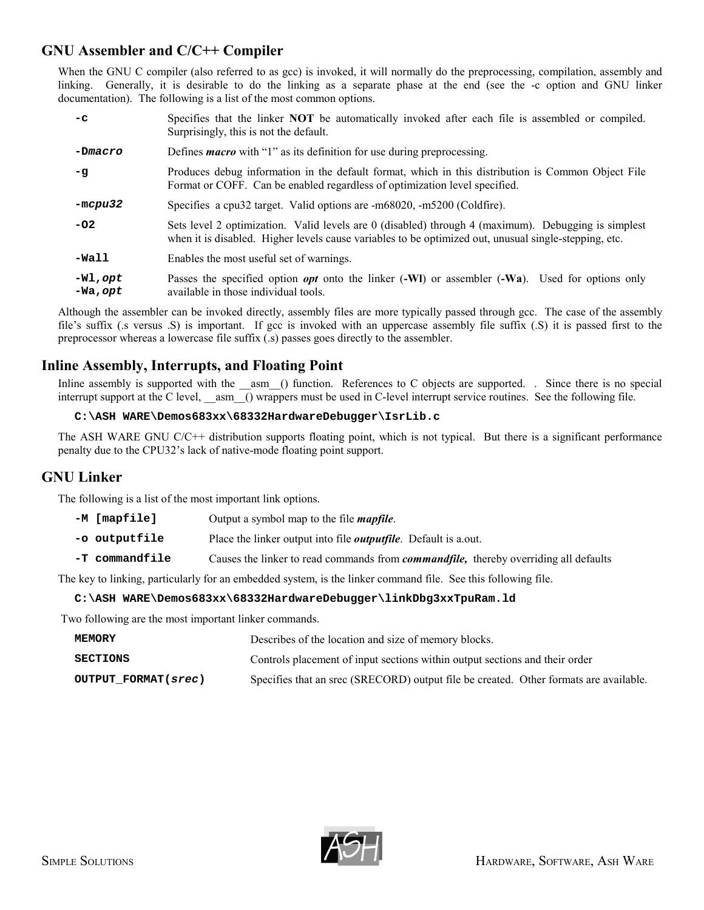## GNU Assembler and C/C++ Compiler

When the GNU C compiler (also referred to as gcc) is invoked, it will normally do the preprocessing, compilation, assembly and linking. Generally, it is desirable to do the linking as a separate phase at the end (see the -c option and GNU linker documentation). The following is a list of the most common options.

| | |
|---|---|
| `-c` | Specifies that the linker **NOT** be automatically invoked after each file is assembled or compiled. Surprisingly, this is not the default. |
| `-D`***macro*** | Defines ***macro*** with "1" as its definition for use during preprocessing. |
| `-g` | Produces debug information in the default format, which in this distribution is Common Object File Format or COFF. Can be enabled regardless of optimization level specified. |
| `-m`***cpu32*** | Specifies a cpu32 target. Valid options are -m68020, -m5200 (Coldfire). |
| `-O2` | Sets level 2 optimization. Valid levels are 0 (disabled) through 4 (maximum). Debugging is simplest when it is disabled. Higher levels cause variables to be optimized out, unusual single-stepping, etc. |
| `-Wall` | Enables the most useful set of warnings. |
| `-Wl,`***opt*** `-Wa,`***opt*** | Passes the specified option ***opt*** onto the linker (**-Wl**) or assembler (**-Wa**). Used for options only available in those individual tools. |

Although the assembler can be invoked directly, assembly files are more typically passed through gcc. The case of the assembly file's suffix (.s versus .S) is important. If gcc is invoked with an uppercase assembly file suffix (.S) it is passed first to the preprocessor whereas a lowercase file suffix (.s) passes goes directly to the assembler.

## Inline Assembly, Interrupts, and Floating Point

Inline assembly is supported with the __asm__() function. References to C objects are supported. . Since there is no special interrupt support at the C level, __asm__() wrappers must be used in C-level interrupt service routines. See the following file.

**`C:\ASH WARE\Demos683xx\68332HardwareDebugger\IsrLib.c`**

The ASH WARE GNU C/C++ distribution supports floating point, which is not typical. But there is a significant performance penalty due to the CPU32's lack of native-mode floating point support.

## GNU Linker

The following is a list of the most important link options.

| | |
|---|---|
| **`-M [mapfile]`** | Output a symbol map to the file ***mapfile***. |
| **`-o outputfile`** | Place the linker output into file ***outputfile***. Default is a.out. |
| **`-T commandfile`** | Causes the linker to read commands from ***commandfile,*** thereby overriding all defaults |

The key to linking, particularly for an embedded system, is the linker command file. See this following file.

**`C:\ASH WARE\Demos683xx\68332HardwareDebugger\linkDbg3xxTpuRam.ld`**

Two following are the most important linker commands.

| | |
|---|---|
| **`MEMORY`** | Describes of the location and size of memory blocks. |
| **`SECTIONS`** | Controls placement of input sections within output sections and their order |
| **`OUTPUT_FORMAT(`*`srec`*`)`** | Specifies that an srec (SRECORD) output file be created. Other formats are available. |